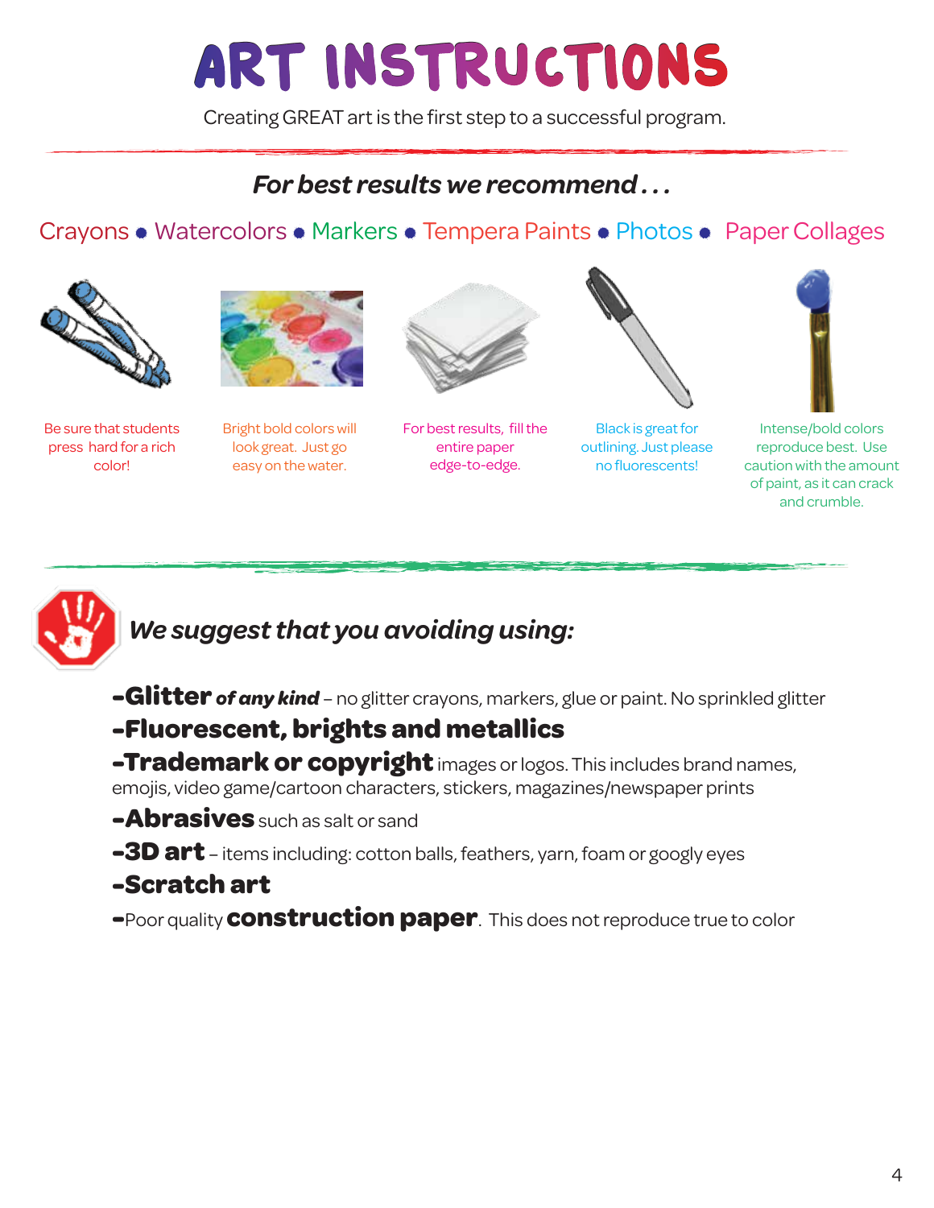# ART INSTRUCTIONS

Creating GREAT art is the first step to a successful program.

## *For best results we recommend . . .*

Crayons • Watercolors • Markers • Tempera Paints • Photos • Paper Collages

Be sure that students press hard for a rich color!

Bright bold colors will look great. Just go easy on the water.

For best results, fill the entire paper edge-to-edge.

Black is great for outlining. Just please no fluorescents!

Intense/bold colors reproduce best. Use caution with the amount of paint, as it can crack and crumble.

## *We suggest that you avoiding using:*

- **Glitter** ***of any kind*** – no glitter crayons, markers, glue or paint. No sprinkled glitter
- **Fluorescent, brights and metallics**
- **Trademark or copyright** images or logos. This includes brand names, emojis, video game/cartoon characters, stickers, magazines/newspaper prints
- **Abrasives** such as salt or sand
- **3D art** – items including: cotton balls, feathers, yarn, foam or googly eyes
- **Scratch art**
- Poor quality **construction paper**. This does not reproduce true to color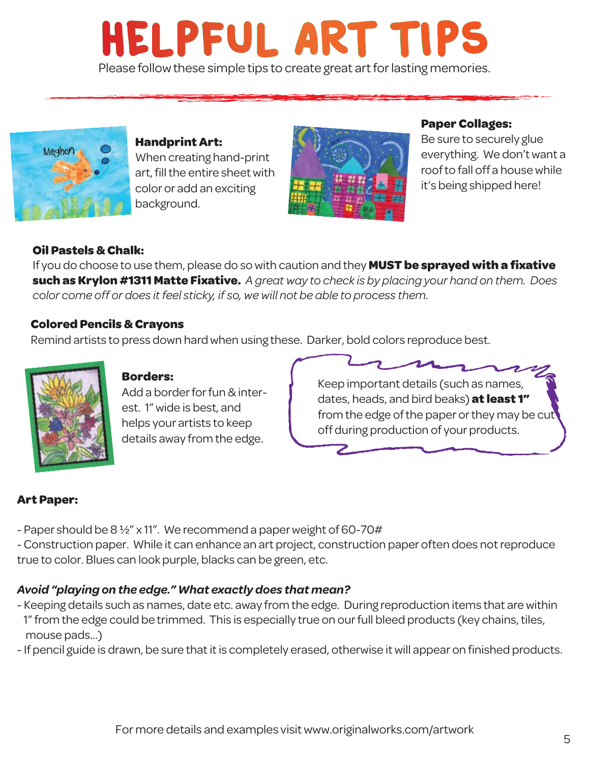# HELPFUL ART TIPS

Please follow these simple tips to create great art for lasting memories.

**Handprint Art:**
When creating hand-print art, fill the entire sheet with color or add an exciting background.

**Paper Collages:**
Be sure to securely glue everything. We don't want a roof to fall off a house while it's being shipped here!

**Oil Pastels & Chalk:**
If you do choose to use them, please do so with caution and they **MUST be sprayed with a fixative such as Krylon #1311 Matte Fixative.** *A great way to check is by placing your hand on them. Does color come off or does it feel sticky, if so, we will not be able to process them.*

**Colored Pencils & Crayons**
Remind artists to press down hard when using these. Darker, bold colors reproduce best.

**Borders:**
Add a border for fun & interest. 1" wide is best, and helps your artists to keep details away from the edge.

Keep important details (such as names, dates, heads, and bird beaks) **at least 1"** from the edge of the paper or they may be cut off during production of your products.

**Art Paper:**

- Paper should be 8 ½" x 11". We recommend a paper weight of 60-70#
- Construction paper. While it can enhance an art project, construction paper often does not reproduce true to color. Blues can look purple, blacks can be green, etc.

***Avoid "playing on the edge." What exactly does that mean?***

- Keeping details such as names, date etc. away from the edge. During reproduction items that are within 1" from the edge could be trimmed. This is especially true on our full bleed products (key chains, tiles, mouse pads...)
- If pencil guide is drawn, be sure that it is completely erased, otherwise it will appear on finished products.

For more details and examples visit www.originalworks.com/artwork